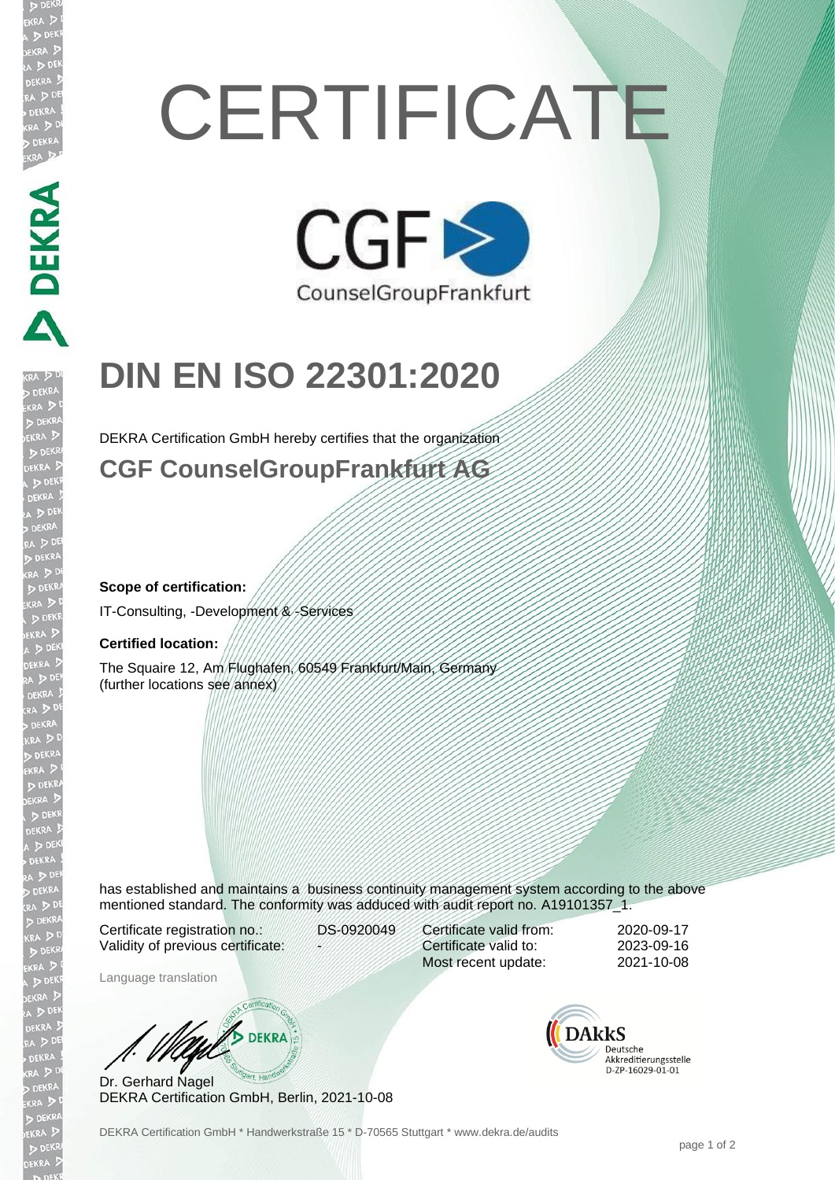# CERTIFICATE

CGF

CounselGroupFrankfurt

## DIN EN ISO 22301:2020

DEKRA Certification GmbH hereby certifies that the organization

### CGF CounselGroupFrankfurt AG

**Scope of certification:**

IT-Consulting, -Development & -Services

**Certified location:**

The Squaire 12, Am Flughafen, 60549 Frankfurt/Main, Germany
(further locations see annex)

has established and maintains a business continuity management system according to the above mentioned standard. The conformity was adduced with audit report no. A19101357_1.

| | | | |
|---|---|---|---|
| Certificate registration no.: | DS-0920049 | Certificate valid from: | 2020-09-17 |
| Validity of previous certificate: | - | Certificate valid to: | 2023-09-16 |
| | | Most recent update: | 2021-10-08 |

Language translation

Dr. Gerhard Nagel
DEKRA Certification GmbH, Berlin, 2021-10-08

DAkkS
Deutsche
Akkreditierungsstelle
D-ZP-16029-01-01

DEKRA Certification GmbH * Handwerkstraße 15 * D-70565 Stuttgart * www.dekra.de/audits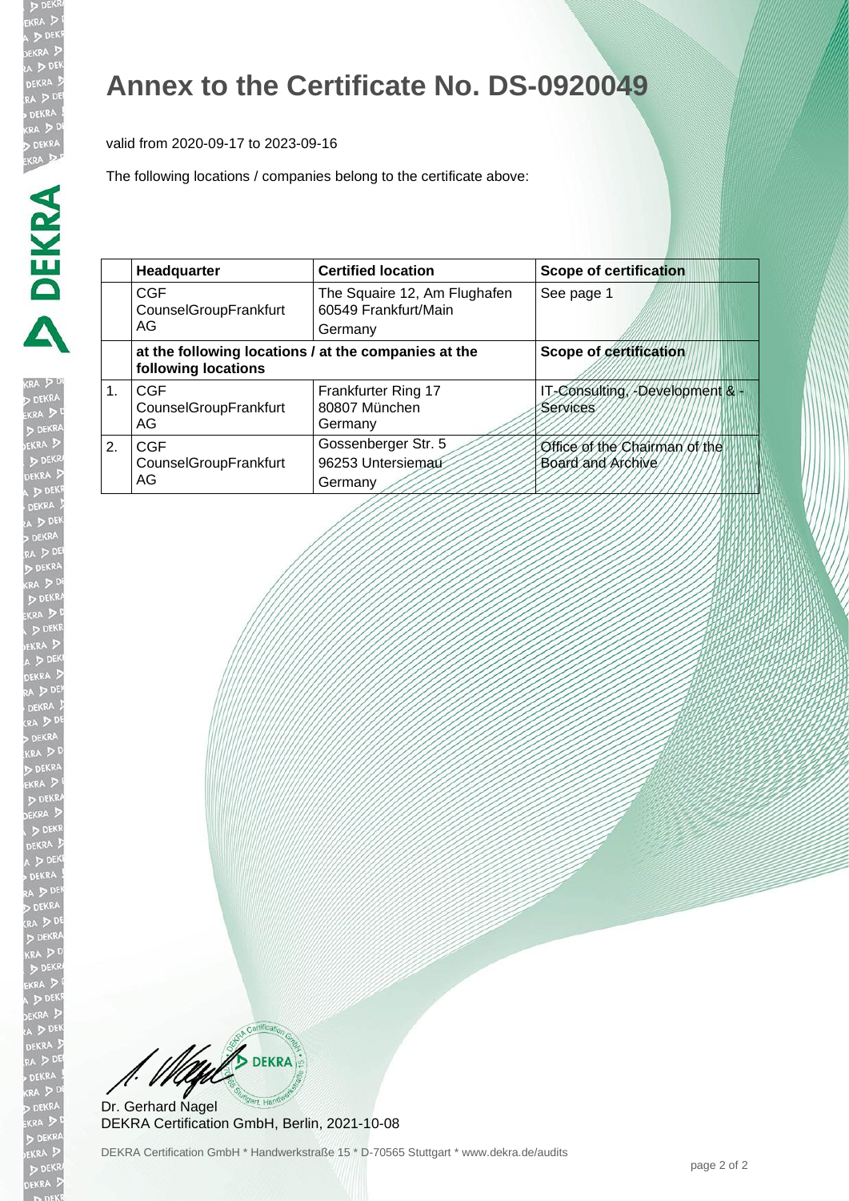# Annex to the Certificate No. DS-0920049

valid from 2020-09-17 to 2023-09-16

The following locations / companies belong to the certificate above:

| | Headquarter | Certified location | Scope of certification |
|---|---|---|---|
| | CGF CounselGroupFrankfurt AG | The Squaire 12, Am Flughafen 60549 Frankfurt/Main Germany | See page 1 |
| | **at the following locations / at the companies at the following locations** | | **Scope of certification** |
| 1. | CGF CounselGroupFrankfurt AG | Frankfurter Ring 17 80807 München Germany | IT-Consulting, -Development & -Services |
| 2. | CGF CounselGroupFrankfurt AG | Gossenberger Str. 5 96253 Untersiemau Germany | Office of the Chairman of the Board and Archive |

Dr. Gerhard Nagel
DEKRA Certification GmbH, Berlin, 2021-10-08

DEKRA Certification GmbH * Handwerkstraße 15 * D-70565 Stuttgart * www.dekra.de/audits